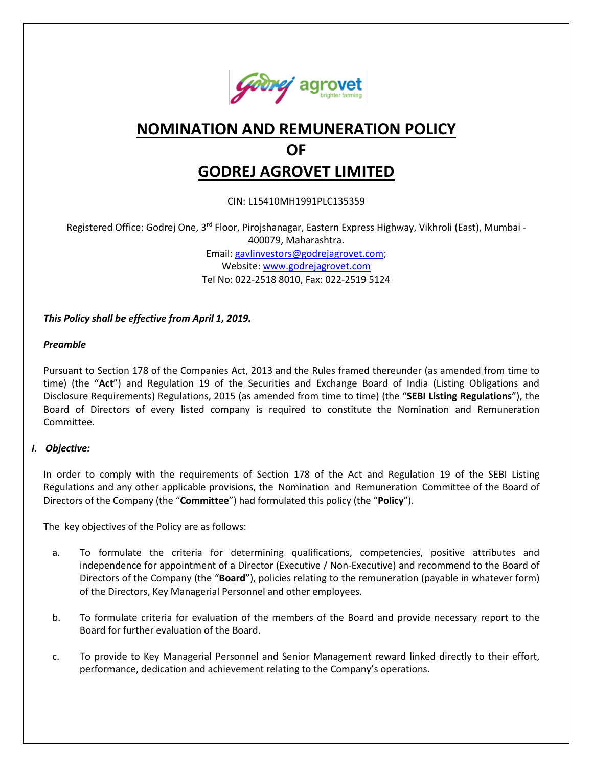# NOMINATION AND REMUNERATION POLICY

# OF

# GODREJ AGROVET LIMITED

CIN: L15410MH1991PLC135359

Registered Office: Godrej One, 3rd Floor, Pirojshanagar, Eastern Express Highway, Vikhroli (East), Mumbai - 400079, Maharashtra.
Email: gavlinvestors@godrejagrovet.com;
Website: www.godrejagrovet.com
Tel No: 022-2518 8010, Fax: 022-2519 5124

***This Policy shall be effective from April 1, 2019.***

***Preamble***

Pursuant to Section 178 of the Companies Act, 2013 and the Rules framed thereunder (as amended from time to time) (the "**Act**") and Regulation 19 of the Securities and Exchange Board of India (Listing Obligations and Disclosure Requirements) Regulations, 2015 (as amended from time to time) (the "**SEBI Listing Regulations**"), the Board of Directors of every listed company is required to constitute the Nomination and Remuneration Committee.

## *I. Objective:*

In order to comply with the requirements of Section 178 of the Act and Regulation 19 of the SEBI Listing Regulations and any other applicable provisions, the Nomination and Remuneration Committee of the Board of Directors of the Company (the "**Committee**") had formulated this policy (the "**Policy**").

The key objectives of the Policy are as follows:

a. To formulate the criteria for determining qualifications, competencies, positive attributes and independence for appointment of a Director (Executive / Non-Executive) and recommend to the Board of Directors of the Company (the "**Board**"), policies relating to the remuneration (payable in whatever form) of the Directors, Key Managerial Personnel and other employees.

b. To formulate criteria for evaluation of the members of the Board and provide necessary report to the Board for further evaluation of the Board.

c. To provide to Key Managerial Personnel and Senior Management reward linked directly to their effort, performance, dedication and achievement relating to the Company's operations.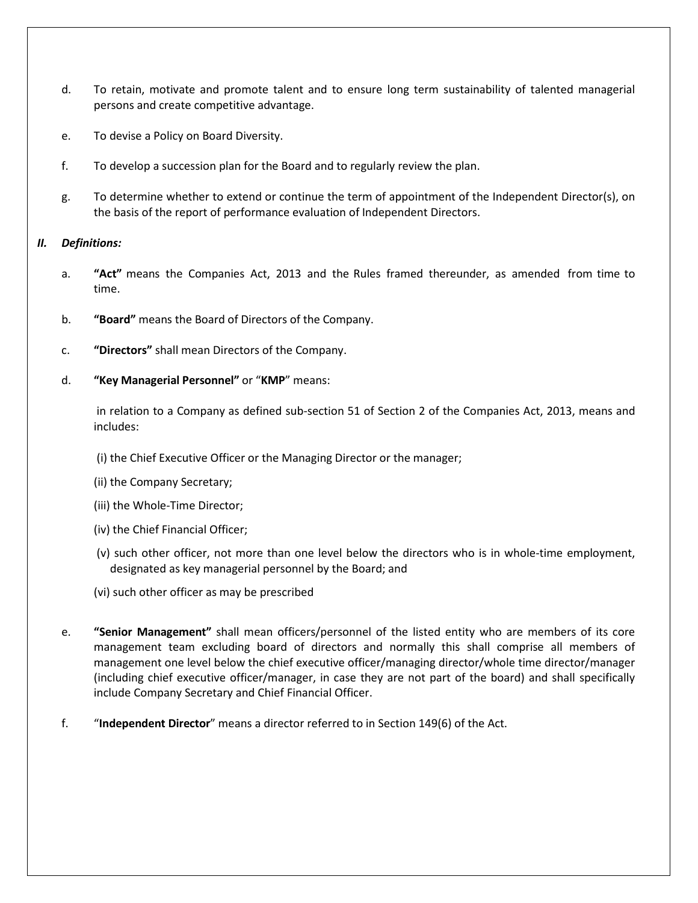d. To retain, motivate and promote talent and to ensure long term sustainability of talented managerial persons and create competitive advantage.

e. To devise a Policy on Board Diversity.

f. To develop a succession plan for the Board and to regularly review the plan.

g. To determine whether to extend or continue the term of appointment of the Independent Director(s), on the basis of the report of performance evaluation of Independent Directors.

***II. Definitions:***

a. **"Act"** means the Companies Act, 2013 and the Rules framed thereunder, as amended from time to time.

b. **"Board"** means the Board of Directors of the Company.

c. **"Directors"** shall mean Directors of the Company.

d. **"Key Managerial Personnel"** or "**KMP**" means:

in relation to a Company as defined sub-section 51 of Section 2 of the Companies Act, 2013, means and includes:

(i) the Chief Executive Officer or the Managing Director or the manager;

(ii) the Company Secretary;

(iii) the Whole-Time Director;

(iv) the Chief Financial Officer;

(v) such other officer, not more than one level below the directors who is in whole-time employment, designated as key managerial personnel by the Board; and

(vi) such other officer as may be prescribed

e. **"Senior Management"** shall mean officers/personnel of the listed entity who are members of its core management team excluding board of directors and normally this shall comprise all members of management one level below the chief executive officer/managing director/whole time director/manager (including chief executive officer/manager, in case they are not part of the board) and shall specifically include Company Secretary and Chief Financial Officer.

f. "**Independent Director**" means a director referred to in Section 149(6) of the Act.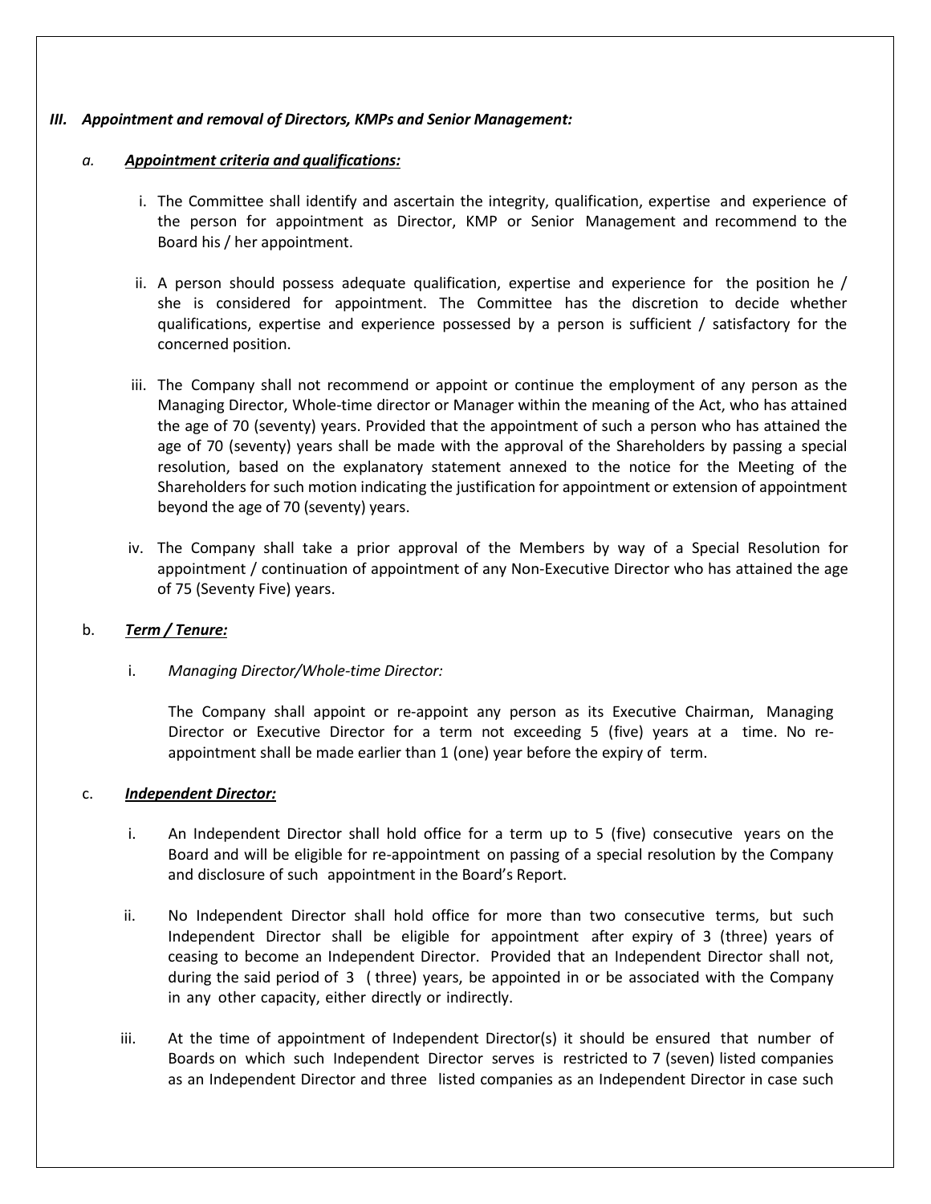### *III. Appointment and removal of Directors, KMPs and Senior Management:*

#### *a. **Appointment criteria and qualifications:***

i. The Committee shall identify and ascertain the integrity, qualification, expertise and experience of the person for appointment as Director, KMP or Senior Management and recommend to the Board his / her appointment.

ii. A person should possess adequate qualification, expertise and experience for the position he / she is considered for appointment. The Committee has the discretion to decide whether qualifications, expertise and experience possessed by a person is sufficient / satisfactory for the concerned position.

iii. The Company shall not recommend or appoint or continue the employment of any person as the Managing Director, Whole-time director or Manager within the meaning of the Act, who has attained the age of 70 (seventy) years. Provided that the appointment of such a person who has attained the age of 70 (seventy) years shall be made with the approval of the Shareholders by passing a special resolution, based on the explanatory statement annexed to the notice for the Meeting of the Shareholders for such motion indicating the justification for appointment or extension of appointment beyond the age of 70 (seventy) years.

iv. The Company shall take a prior approval of the Members by way of a Special Resolution for appointment / continuation of appointment of any Non-Executive Director who has attained the age of 75 (Seventy Five) years.

#### b. ***Term / Tenure:***

i. *Managing Director/Whole-time Director:*

The Company shall appoint or re-appoint any person as its Executive Chairman, Managing Director or Executive Director for a term not exceeding 5 (five) years at a time. No re-appointment shall be made earlier than 1 (one) year before the expiry of term.

#### c. ***Independent Director:***

i. An Independent Director shall hold office for a term up to 5 (five) consecutive years on the Board and will be eligible for re-appointment on passing of a special resolution by the Company and disclosure of such appointment in the Board's Report.

ii. No Independent Director shall hold office for more than two consecutive terms, but such Independent Director shall be eligible for appointment after expiry of 3 (three) years of ceasing to become an Independent Director. Provided that an Independent Director shall not, during the said period of 3 ( three) years, be appointed in or be associated with the Company in any other capacity, either directly or indirectly.

iii. At the time of appointment of Independent Director(s) it should be ensured that number of Boards on which such Independent Director serves is restricted to 7 (seven) listed companies as an Independent Director and three listed companies as an Independent Director in case such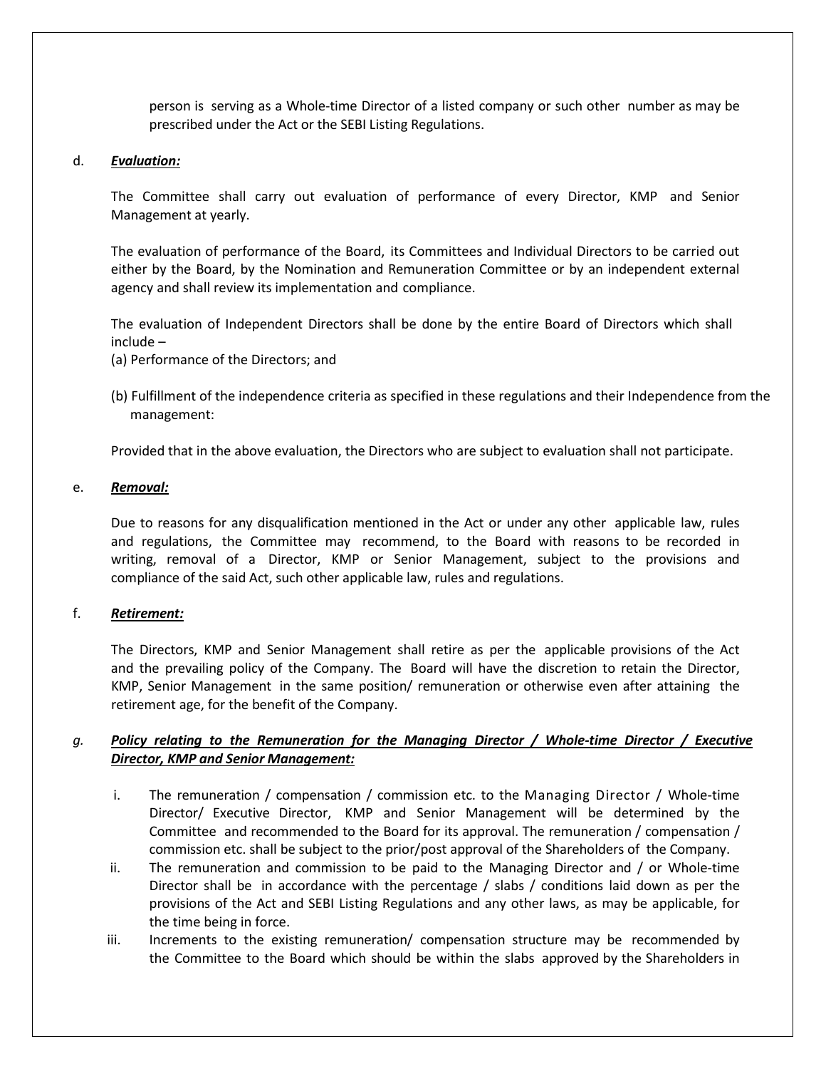person is serving as a Whole-time Director of a listed company or such other number as may be prescribed under the Act or the SEBI Listing Regulations.

d. ***Evaluation:***

The Committee shall carry out evaluation of performance of every Director, KMP and Senior Management at yearly.

The evaluation of performance of the Board, its Committees and Individual Directors to be carried out either by the Board, by the Nomination and Remuneration Committee or by an independent external agency and shall review its implementation and compliance.

The evaluation of Independent Directors shall be done by the entire Board of Directors which shall include –

(a) Performance of the Directors; and

(b) Fulfillment of the independence criteria as specified in these regulations and their Independence from the management:

Provided that in the above evaluation, the Directors who are subject to evaluation shall not participate.

e. ***Removal:***

Due to reasons for any disqualification mentioned in the Act or under any other applicable law, rules and regulations, the Committee may recommend, to the Board with reasons to be recorded in writing, removal of a Director, KMP or Senior Management, subject to the provisions and compliance of the said Act, such other applicable law, rules and regulations.

f. ***Retirement:***

The Directors, KMP and Senior Management shall retire as per the applicable provisions of the Act and the prevailing policy of the Company. The Board will have the discretion to retain the Director, KMP, Senior Management in the same position/ remuneration or otherwise even after attaining the retirement age, for the benefit of the Company.

*g.* ***Policy relating to the Remuneration for the Managing Director / Whole-time Director / Executive Director, KMP and Senior Management:***

i. The remuneration / compensation / commission etc. to the Managing Director / Whole-time Director/ Executive Director, KMP and Senior Management will be determined by the Committee and recommended to the Board for its approval. The remuneration / compensation / commission etc. shall be subject to the prior/post approval of the Shareholders of the Company.

ii. The remuneration and commission to be paid to the Managing Director and / or Whole-time Director shall be in accordance with the percentage / slabs / conditions laid down as per the provisions of the Act and SEBI Listing Regulations and any other laws, as may be applicable, for the time being in force.

iii. Increments to the existing remuneration/ compensation structure may be recommended by the Committee to the Board which should be within the slabs approved by the Shareholders in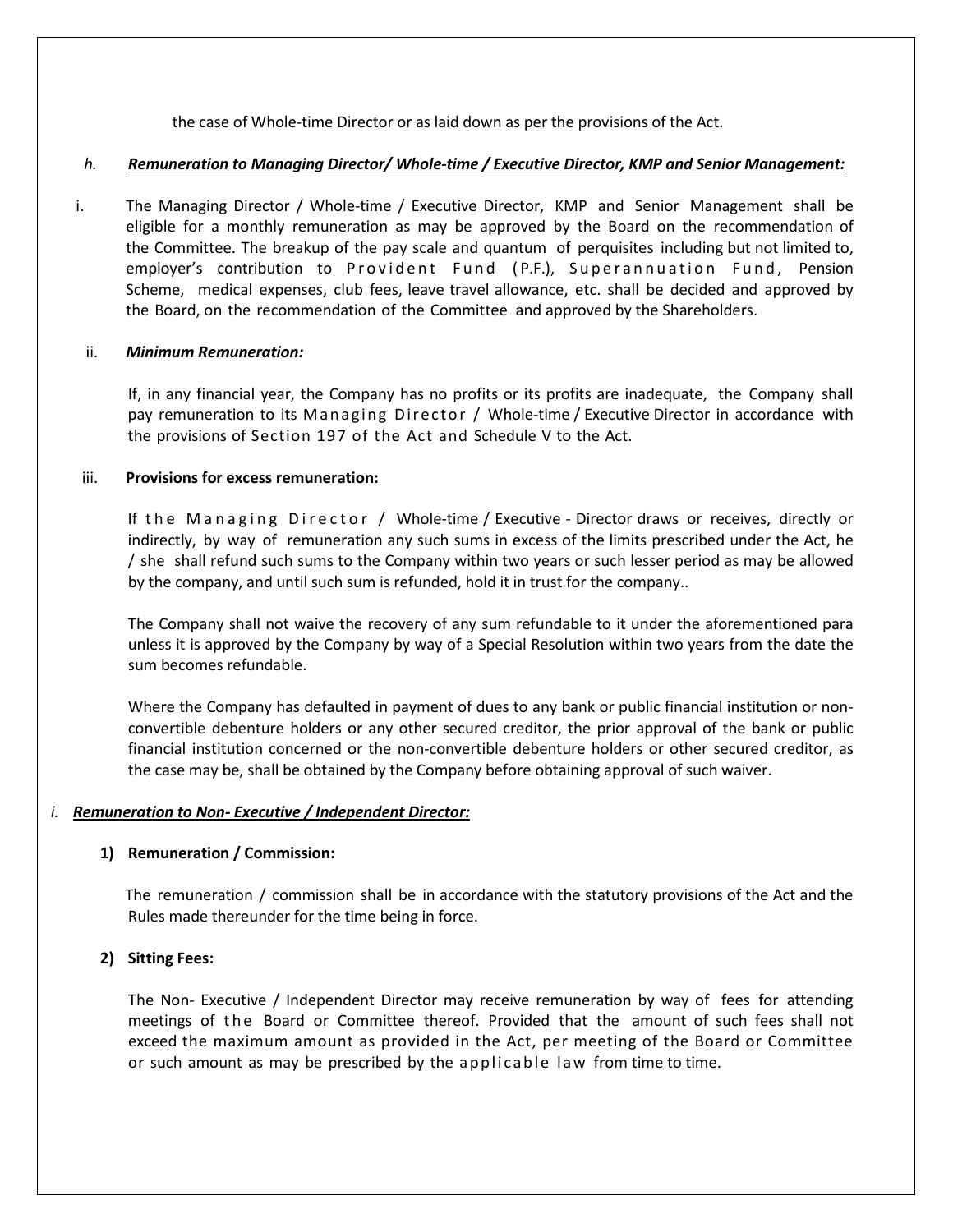the case of Whole-time Director or as laid down as per the provisions of the Act.

*h.* ***Remuneration to Managing Director/ Whole-time / Executive Director, KMP and Senior Management:***

i. The Managing Director / Whole-time / Executive Director, KMP and Senior Management shall be eligible for a monthly remuneration as may be approved by the Board on the recommendation of the Committee. The breakup of the pay scale and quantum of perquisites including but not limited to, employer's contribution to Provident Fund (P.F.), Superannuation Fund, Pension Scheme, medical expenses, club fees, leave travel allowance, etc. shall be decided and approved by the Board, on the recommendation of the Committee and approved by the Shareholders.

ii. ***Minimum Remuneration:***

If, in any financial year, the Company has no profits or its profits are inadequate, the Company shall pay remuneration to its Managing Director / Whole-time / Executive Director in accordance with the provisions of Section 197 of the Act and Schedule V to the Act.

iii. **Provisions for excess remuneration:**

If the Managing Director / Whole-time / Executive - Director draws or receives, directly or indirectly, by way of remuneration any such sums in excess of the limits prescribed under the Act, he / she shall refund such sums to the Company within two years or such lesser period as may be allowed by the company, and until such sum is refunded, hold it in trust for the company..

The Company shall not waive the recovery of any sum refundable to it under the aforementioned para unless it is approved by the Company by way of a Special Resolution within two years from the date the sum becomes refundable.

Where the Company has defaulted in payment of dues to any bank or public financial institution or non-convertible debenture holders or any other secured creditor, the prior approval of the bank or public financial institution concerned or the non-convertible debenture holders or other secured creditor, as the case may be, shall be obtained by the Company before obtaining approval of such waiver.

*i.* ***Remuneration to Non- Executive / Independent Director:***

**1) Remuneration / Commission:**

The remuneration / commission shall be in accordance with the statutory provisions of the Act and the Rules made thereunder for the time being in force.

**2) Sitting Fees:**

The Non- Executive / Independent Director may receive remuneration by way of fees for attending meetings of the Board or Committee thereof. Provided that the amount of such fees shall not exceed the maximum amount as provided in the Act, per meeting of the Board or Committee or such amount as may be prescribed by the applicable law from time to time.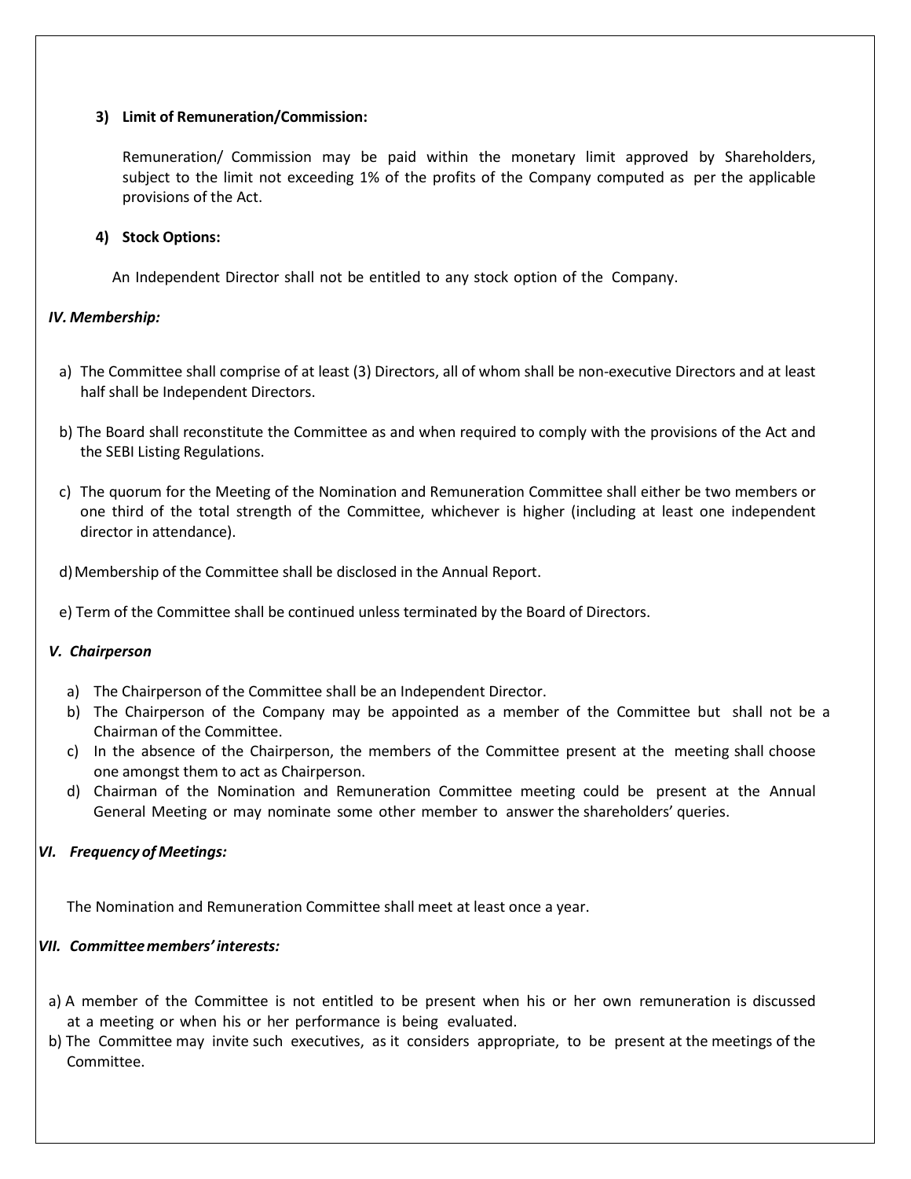### 3) Limit of Remuneration/Commission:

Remuneration/ Commission may be paid within the monetary limit approved by Shareholders, subject to the limit not exceeding 1% of the profits of the Company computed as per the applicable provisions of the Act.

### 4) Stock Options:

An Independent Director shall not be entitled to any stock option of the Company.

## *IV. Membership:*

a) The Committee shall comprise of at least (3) Directors, all of whom shall be non-executive Directors and at least half shall be Independent Directors.

b) The Board shall reconstitute the Committee as and when required to comply with the provisions of the Act and the SEBI Listing Regulations.

c) The quorum for the Meeting of the Nomination and Remuneration Committee shall either be two members or one third of the total strength of the Committee, whichever is higher (including at least one independent director in attendance).

d) Membership of the Committee shall be disclosed in the Annual Report.

e) Term of the Committee shall be continued unless terminated by the Board of Directors.

## *V. Chairperson*

a) The Chairperson of the Committee shall be an Independent Director.
b) The Chairperson of the Company may be appointed as a member of the Committee but shall not be a Chairman of the Committee.
c) In the absence of the Chairperson, the members of the Committee present at the meeting shall choose one amongst them to act as Chairperson.
d) Chairman of the Nomination and Remuneration Committee meeting could be present at the Annual General Meeting or may nominate some other member to answer the shareholders' queries.

## *VI. Frequency of Meetings:*

The Nomination and Remuneration Committee shall meet at least once a year.

## *VII. Committee members' interests:*

a) A member of the Committee is not entitled to be present when his or her own remuneration is discussed at a meeting or when his or her performance is being evaluated.
b) The Committee may invite such executives, as it considers appropriate, to be present at the meetings of the Committee.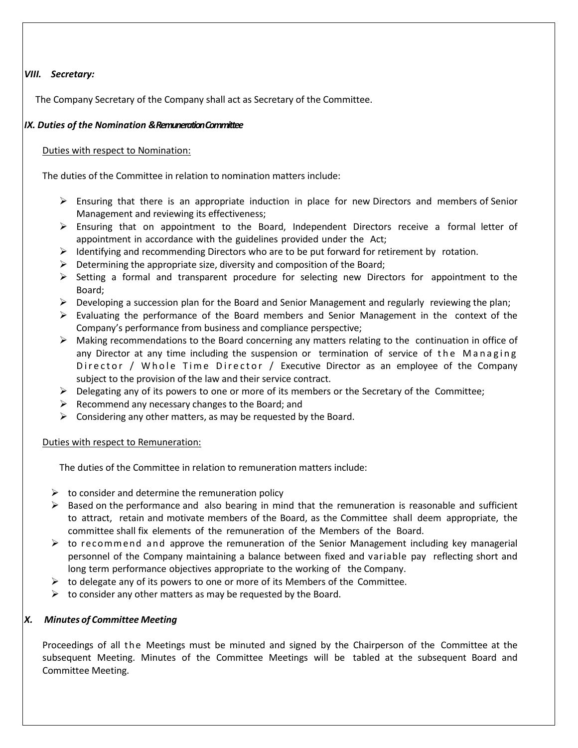### *VIII. Secretary:*

The Company Secretary of the Company shall act as Secretary of the Committee.

### *IX. Duties of the Nomination & Remuneration Committee*

Duties with respect to Nomination:

The duties of the Committee in relation to nomination matters include:

- Ensuring that there is an appropriate induction in place for new Directors and members of Senior Management and reviewing its effectiveness;
- Ensuring that on appointment to the Board, Independent Directors receive a formal letter of appointment in accordance with the guidelines provided under the Act;
- Identifying and recommending Directors who are to be put forward for retirement by rotation.
- Determining the appropriate size, diversity and composition of the Board;
- Setting a formal and transparent procedure for selecting new Directors for appointment to the Board;
- Developing a succession plan for the Board and Senior Management and regularly reviewing the plan;
- Evaluating the performance of the Board members and Senior Management in the context of the Company's performance from business and compliance perspective;
- Making recommendations to the Board concerning any matters relating to the continuation in office of any Director at any time including the suspension or termination of service of the Managing Director / Whole Time Director / Executive Director as an employee of the Company subject to the provision of the law and their service contract.
- Delegating any of its powers to one or more of its members or the Secretary of the Committee;
- Recommend any necessary changes to the Board; and
- Considering any other matters, as may be requested by the Board.

Duties with respect to Remuneration:

The duties of the Committee in relation to remuneration matters include:

- to consider and determine the remuneration policy
- Based on the performance and also bearing in mind that the remuneration is reasonable and sufficient to attract, retain and motivate members of the Board, as the Committee shall deem appropriate, the committee shall fix elements of the remuneration of the Members of the Board.
- to recommend and approve the remuneration of the Senior Management including key managerial personnel of the Company maintaining a balance between fixed and variable pay reflecting short and long term performance objectives appropriate to the working of the Company.
- to delegate any of its powers to one or more of its Members of the Committee.
- to consider any other matters as may be requested by the Board.

### *X. Minutes of Committee Meeting*

Proceedings of all the Meetings must be minuted and signed by the Chairperson of the Committee at the subsequent Meeting. Minutes of the Committee Meetings will be tabled at the subsequent Board and Committee Meeting.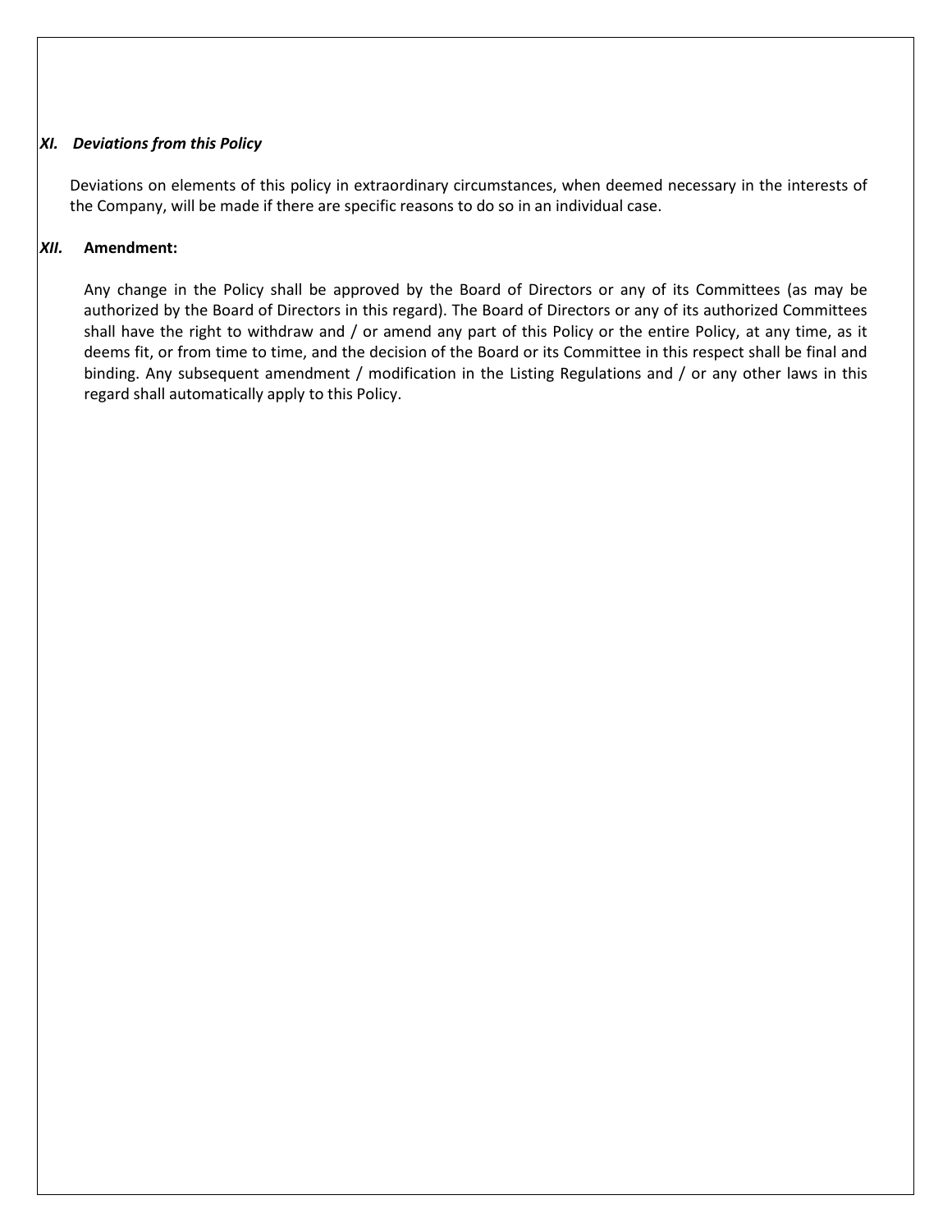### *XI. Deviations from this Policy*

Deviations on elements of this policy in extraordinary circumstances, when deemed necessary in the interests of the Company, will be made if there are specific reasons to do so in an individual case.

### *XII.* **Amendment:**

Any change in the Policy shall be approved by the Board of Directors or any of its Committees (as may be authorized by the Board of Directors in this regard). The Board of Directors or any of its authorized Committees shall have the right to withdraw and / or amend any part of this Policy or the entire Policy, at any time, as it deems fit, or from time to time, and the decision of the Board or its Committee in this respect shall be final and binding. Any subsequent amendment / modification in the Listing Regulations and / or any other laws in this regard shall automatically apply to this Policy.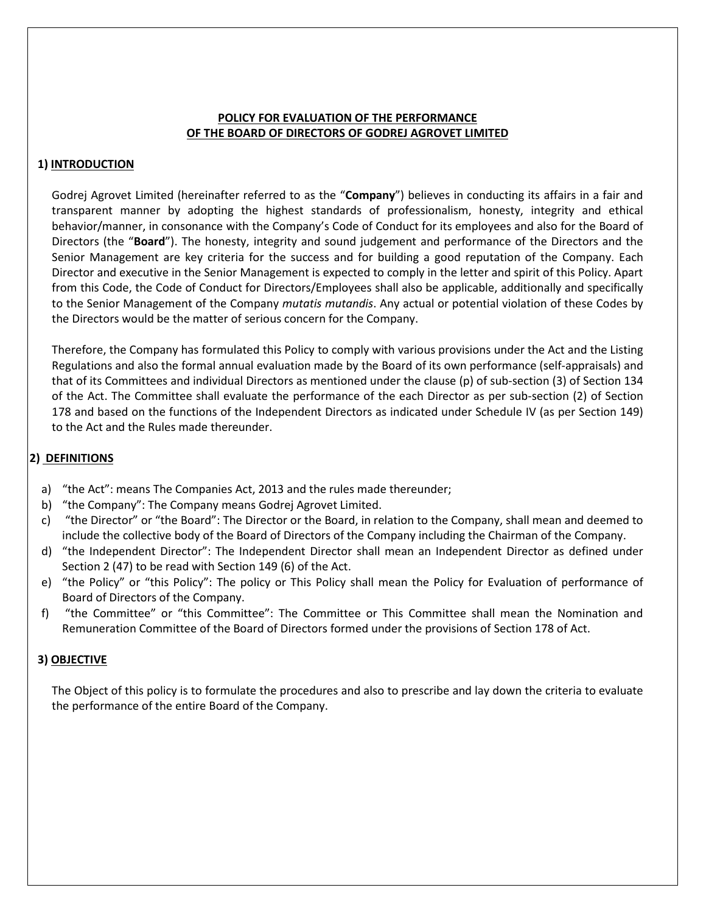# POLICY FOR EVALUATION OF THE PERFORMANCE OF THE BOARD OF DIRECTORS OF GODREJ AGROVET LIMITED

## 1) INTRODUCTION

Godrej Agrovet Limited (hereinafter referred to as the "**Company**") believes in conducting its affairs in a fair and transparent manner by adopting the highest standards of professionalism, honesty, integrity and ethical behavior/manner, in consonance with the Company's Code of Conduct for its employees and also for the Board of Directors (the "**Board**"). The honesty, integrity and sound judgement and performance of the Directors and the Senior Management are key criteria for the success and for building a good reputation of the Company. Each Director and executive in the Senior Management is expected to comply in the letter and spirit of this Policy. Apart from this Code, the Code of Conduct for Directors/Employees shall also be applicable, additionally and specifically to the Senior Management of the Company *mutatis mutandis*. Any actual or potential violation of these Codes by the Directors would be the matter of serious concern for the Company.

Therefore, the Company has formulated this Policy to comply with various provisions under the Act and the Listing Regulations and also the formal annual evaluation made by the Board of its own performance (self-appraisals) and that of its Committees and individual Directors as mentioned under the clause (p) of sub-section (3) of Section 134 of the Act. The Committee shall evaluate the performance of the each Director as per sub-section (2) of Section 178 and based on the functions of the Independent Directors as indicated under Schedule IV (as per Section 149) to the Act and the Rules made thereunder.

## 2) DEFINITIONS

a) "the Act": means The Companies Act, 2013 and the rules made thereunder;
b) "the Company": The Company means Godrej Agrovet Limited.
c) "the Director" or "the Board": The Director or the Board, in relation to the Company, shall mean and deemed to include the collective body of the Board of Directors of the Company including the Chairman of the Company.
d) "the Independent Director": The Independent Director shall mean an Independent Director as defined under Section 2 (47) to be read with Section 149 (6) of the Act.
e) "the Policy" or "this Policy": The policy or This Policy shall mean the Policy for Evaluation of performance of Board of Directors of the Company.
f) "the Committee" or "this Committee": The Committee or This Committee shall mean the Nomination and Remuneration Committee of the Board of Directors formed under the provisions of Section 178 of Act.

## 3) OBJECTIVE

The Object of this policy is to formulate the procedures and also to prescribe and lay down the criteria to evaluate the performance of the entire Board of the Company.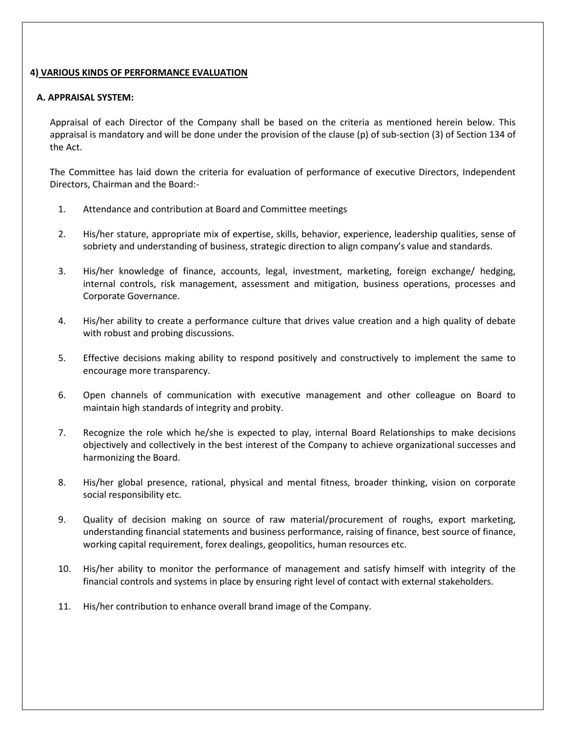## 4) VARIOUS KINDS OF PERFORMANCE EVALUATION

### A. APPRAISAL SYSTEM:

Appraisal of each Director of the Company shall be based on the criteria as mentioned herein below. This appraisal is mandatory and will be done under the provision of the clause (p) of sub-section (3) of Section 134 of the Act.

The Committee has laid down the criteria for evaluation of performance of executive Directors, Independent Directors, Chairman and the Board:-

1. Attendance and contribution at Board and Committee meetings
2. His/her stature, appropriate mix of expertise, skills, behavior, experience, leadership qualities, sense of sobriety and understanding of business, strategic direction to align company's value and standards.
3. His/her knowledge of finance, accounts, legal, investment, marketing, foreign exchange/ hedging, internal controls, risk management, assessment and mitigation, business operations, processes and Corporate Governance.
4. His/her ability to create a performance culture that drives value creation and a high quality of debate with robust and probing discussions.
5. Effective decisions making ability to respond positively and constructively to implement the same to encourage more transparency.
6. Open channels of communication with executive management and other colleague on Board to maintain high standards of integrity and probity.
7. Recognize the role which he/she is expected to play, internal Board Relationships to make decisions objectively and collectively in the best interest of the Company to achieve organizational successes and harmonizing the Board.
8. His/her global presence, rational, physical and mental fitness, broader thinking, vision on corporate social responsibility etc.
9. Quality of decision making on source of raw material/procurement of roughs, export marketing, understanding financial statements and business performance, raising of finance, best source of finance, working capital requirement, forex dealings, geopolitics, human resources etc.
10. His/her ability to monitor the performance of management and satisfy himself with integrity of the financial controls and systems in place by ensuring right level of contact with external stakeholders.
11. His/her contribution to enhance overall brand image of the Company.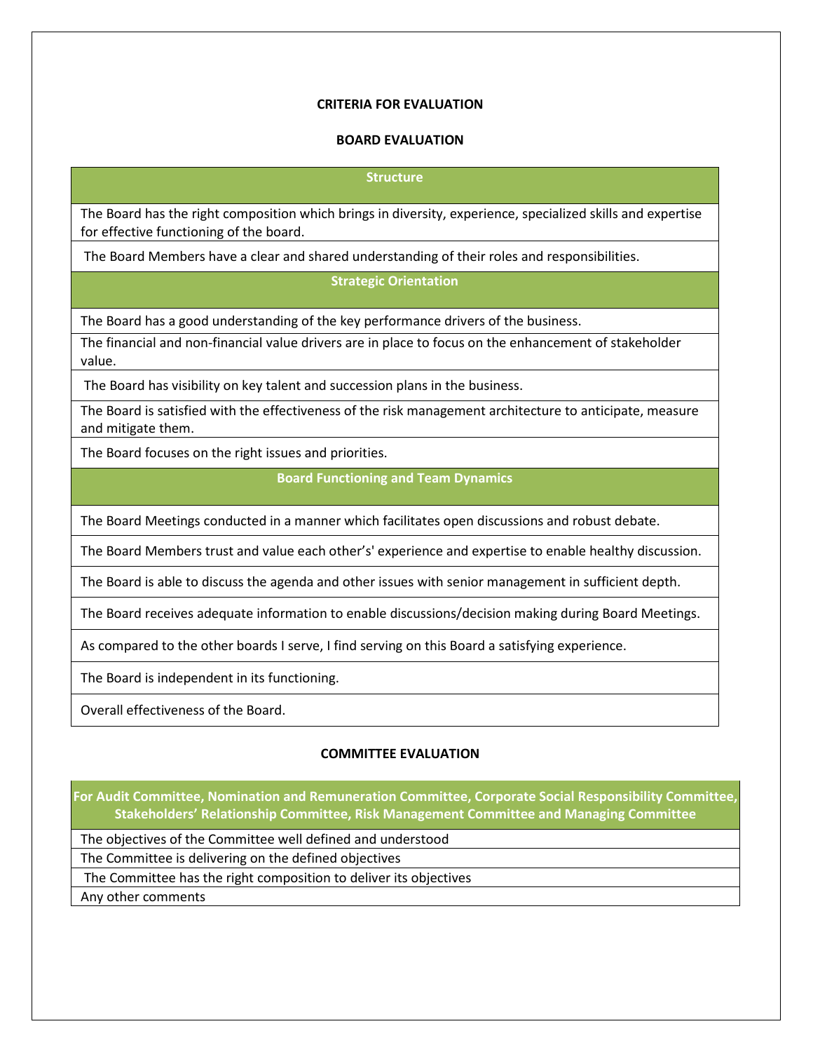**CRITERIA FOR EVALUATION**

**BOARD EVALUATION**

| Structure |
|---|
| The Board has the right composition which brings in diversity, experience, specialized skills and expertise for effective functioning of the board. |
| The Board Members have a clear and shared understanding of their roles and responsibilities. |
| **Strategic Orientation** |
| The Board has a good understanding of the key performance drivers of the business. |
| The financial and non-financial value drivers are in place to focus on the enhancement of stakeholder value. |
| The Board has visibility on key talent and succession plans in the business. |
| The Board is satisfied with the effectiveness of the risk management architecture to anticipate, measure and mitigate them. |
| The Board focuses on the right issues and priorities. |
| **Board Functioning and Team Dynamics** |
| The Board Meetings conducted in a manner which facilitates open discussions and robust debate. |
| The Board Members trust and value each other's' experience and expertise to enable healthy discussion. |
| The Board is able to discuss the agenda and other issues with senior management in sufficient depth. |
| The Board receives adequate information to enable discussions/decision making during Board Meetings. |
| As compared to the other boards I serve, I find serving on this Board a satisfying experience. |
| The Board is independent in its functioning. |
| Overall effectiveness of the Board. |

**COMMITTEE EVALUATION**

| For Audit Committee, Nomination and Remuneration Committee, Corporate Social Responsibility Committee, Stakeholders' Relationship Committee, Risk Management Committee and Managing Committee |
|---|
| The objectives of the Committee well defined and understood |
| The Committee is delivering on the defined objectives |
| The Committee has the right composition to deliver its objectives |
| Any other comments |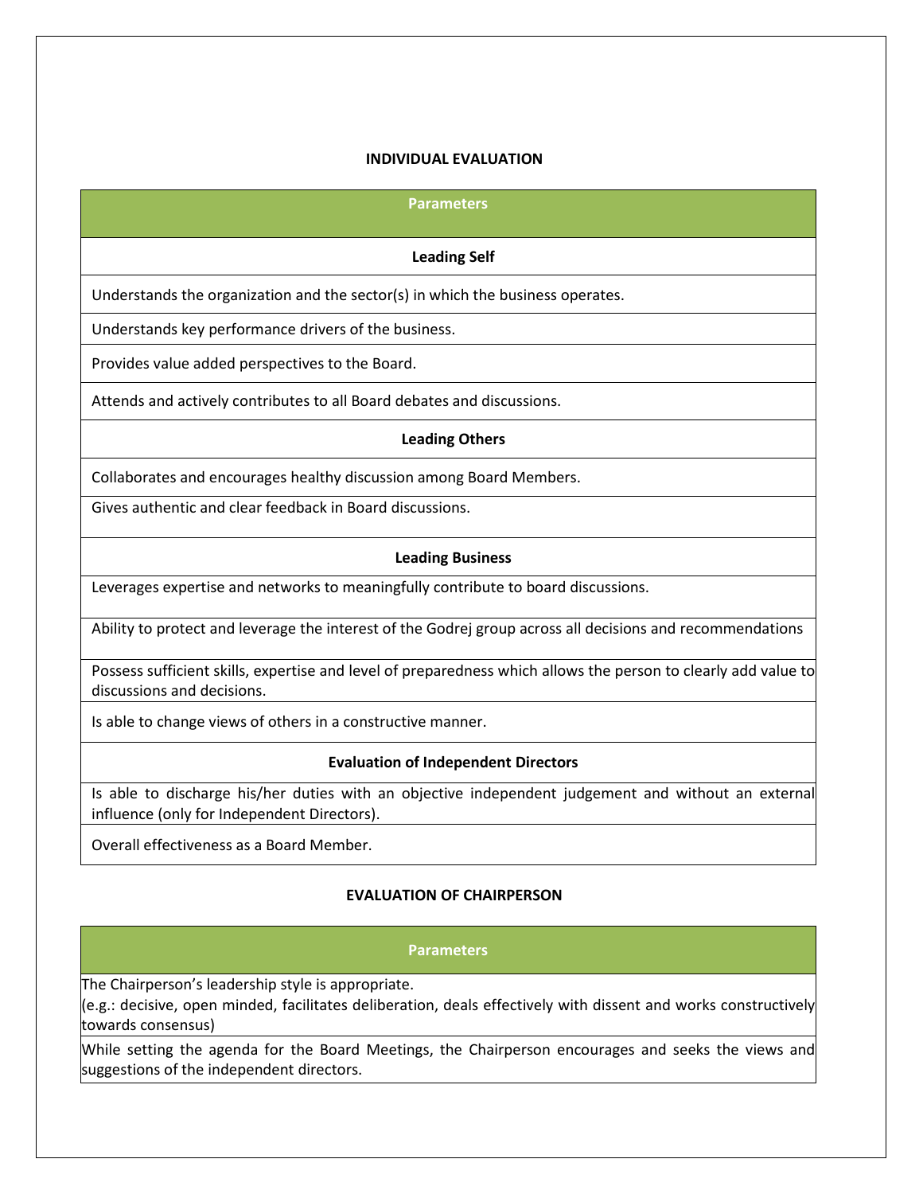**INDIVIDUAL EVALUATION**

| Parameters |
|---|
| **Leading Self** |
| Understands the organization and the sector(s) in which the business operates. |
| Understands key performance drivers of the business. |
| Provides value added perspectives to the Board. |
| Attends and actively contributes to all Board debates and discussions. |
| **Leading Others** |
| Collaborates and encourages healthy discussion among Board Members. |
| Gives authentic and clear feedback in Board discussions. |
| **Leading Business** |
| Leverages expertise and networks to meaningfully contribute to board discussions. |
| Ability to protect and leverage the interest of the Godrej group across all decisions and recommendations |
| Possess sufficient skills, expertise and level of preparedness which allows the person to clearly add value to discussions and decisions. |
| Is able to change views of others in a constructive manner. |
| **Evaluation of Independent Directors** |
| Is able to discharge his/her duties with an objective independent judgement and without an external influence (only for Independent Directors). |
| Overall effectiveness as a Board Member. |

**EVALUATION OF CHAIRPERSON**

| Parameters |
|---|
| The Chairperson's leadership style is appropriate. (e.g.: decisive, open minded, facilitates deliberation, deals effectively with dissent and works constructively towards consensus) |
| While setting the agenda for the Board Meetings, the Chairperson encourages and seeks the views and suggestions of the independent directors. |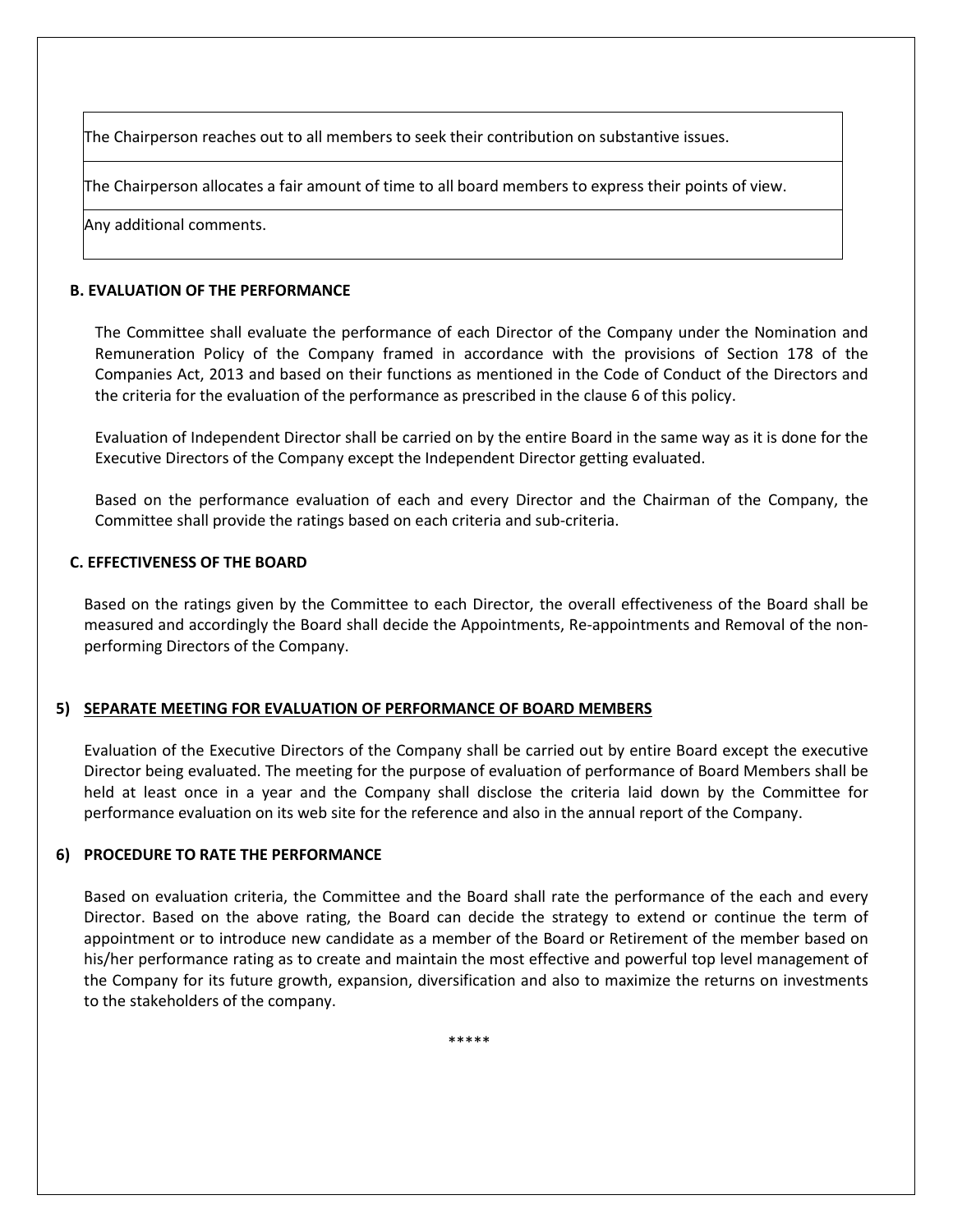| |
|---|
| The Chairperson reaches out to all members to seek their contribution on substantive issues. |
| The Chairperson allocates a fair amount of time to all board members to express their points of view. |
| Any additional comments. |

**B. EVALUATION OF THE PERFORMANCE**

The Committee shall evaluate the performance of each Director of the Company under the Nomination and Remuneration Policy of the Company framed in accordance with the provisions of Section 178 of the Companies Act, 2013 and based on their functions as mentioned in the Code of Conduct of the Directors and the criteria for the evaluation of the performance as prescribed in the clause 6 of this policy.

Evaluation of Independent Director shall be carried on by the entire Board in the same way as it is done for the Executive Directors of the Company except the Independent Director getting evaluated.

Based on the performance evaluation of each and every Director and the Chairman of the Company, the Committee shall provide the ratings based on each criteria and sub-criteria.

**C. EFFECTIVENESS OF THE BOARD**

Based on the ratings given by the Committee to each Director, the overall effectiveness of the Board shall be measured and accordingly the Board shall decide the Appointments, Re-appointments and Removal of the non-performing Directors of the Company.

**5) SEPARATE MEETING FOR EVALUATION OF PERFORMANCE OF BOARD MEMBERS**

Evaluation of the Executive Directors of the Company shall be carried out by entire Board except the executive Director being evaluated. The meeting for the purpose of evaluation of performance of Board Members shall be held at least once in a year and the Company shall disclose the criteria laid down by the Committee for performance evaluation on its web site for the reference and also in the annual report of the Company.

**6) PROCEDURE TO RATE THE PERFORMANCE**

Based on evaluation criteria, the Committee and the Board shall rate the performance of the each and every Director. Based on the above rating, the Board can decide the strategy to extend or continue the term of appointment or to introduce new candidate as a member of the Board or Retirement of the member based on his/her performance rating as to create and maintain the most effective and powerful top level management of the Company for its future growth, expansion, diversification and also to maximize the returns on investments to the stakeholders of the company.

*****